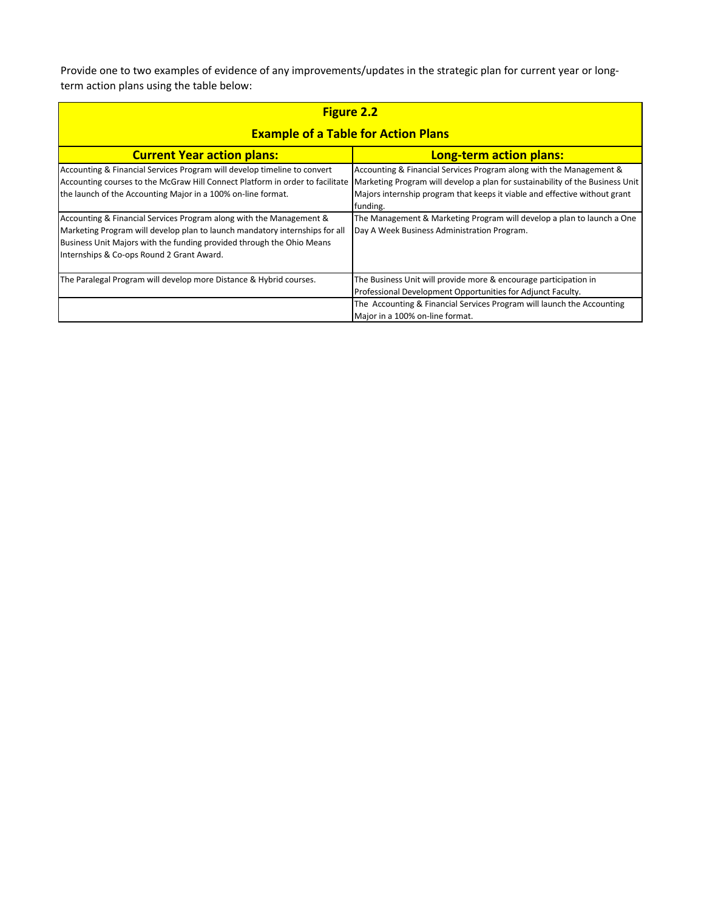Provide one to two examples of evidence of any improvements/updates in the strategic plan for current year or long-term action plans using the table below:

**Figure 2.2**

**Example of a Table for Action Plans**

| Current Year action plans: | Long-term action plans: |
|---|---|
| Accounting & Financial Services Program will develop timeline to convert Accounting courses to the McGraw Hill Connect Platform in order to facilitate the launch of the Accounting Major in a 100% on-line format. | Accounting & Financial Services Program along with the Management & Marketing Program will develop a plan for sustainability of the Business Unit Majors internship program that keeps it viable and effective without grant funding. |
| Accounting & Financial Services Program along with the Management & Marketing Program will develop plan to launch mandatory internships for all Business Unit Majors with the funding provided through the Ohio Means Internships & Co-ops Round 2 Grant Award. | The Management & Marketing Program will develop a plan to launch a One Day A Week Business Administration Program. |
| The Paralegal Program will develop more Distance & Hybrid courses. | The Business Unit will provide more & encourage participation in Professional Development Opportunities for Adjunct Faculty. |
| | The Accounting & Financial Services Program will launch the Accounting Major in a 100% on-line format. |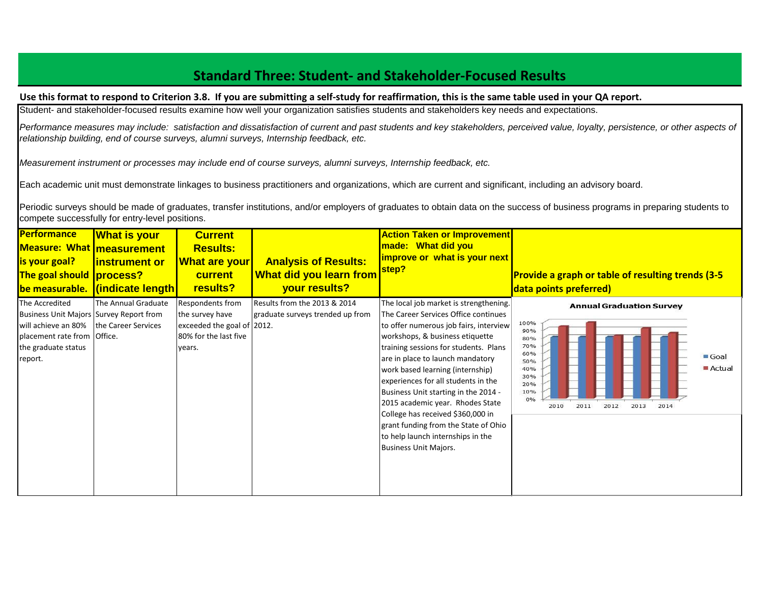## Standard Three: Student- and Stakeholder-Focused Results

**Use this format to respond to Criterion 3.8. If you are submitting a self-study for reaffirmation, this is the same table used in your QA report.**

Student- and stakeholder-focused results examine how well your organization satisfies students and stakeholders key needs and expectations.

*Performance measures may include: satisfaction and dissatisfaction of current and past students and key stakeholders, perceived value, loyalty, persistence, or other aspects of relationship building, end of course surveys, alumni surveys, Internship feedback, etc.*

*Measurement instrument or processes may include end of course surveys, alumni surveys, Internship feedback, etc.*

Each academic unit must demonstrate linkages to business practitioners and organizations, which are current and significant, including an advisory board.

Periodic surveys should be made of graduates, transfer institutions, and/or employers of graduates to obtain data on the success of business programs in preparing students to compete successfully for entry-level positions.

| Performance Measure: What is your goal? The goal should be measurable. | What is your measurement instrument or process? (indicate length) | Current Results: What are your current results? | Analysis of Results: What did you learn from your results? | Action Taken or Improvement made: What did you improve or what is your next step? | Provide a graph or table of resulting trends (3-5 data points preferred) |
|---|---|---|---|---|---|
| The Accredited Business Unit Majors will achieve an 80% placement rate from the graduate status report. | The Annual Graduate Survey Report from the Career Services Office. | Respondents from the survey have exceeded the goal of 80% for the last five years. | Results from the 2013 & 2014 graduate surveys trended up from 2012. | The local job market is strengthening. The Career Services Office continues to offer numerous job fairs, interview workshops, & business etiquette training sessions for students. Plans are in place to launch mandatory work based learning (internship) experiences for all students in the Business Unit starting in the 2014 - 2015 academic year. Rhodes State College has received $360,000 in grant funding from the State of Ohio to help launch internships in the Business Unit Majors. | Annual Graduation Survey (bar chart, Goal vs. Actual, 2010–2014) |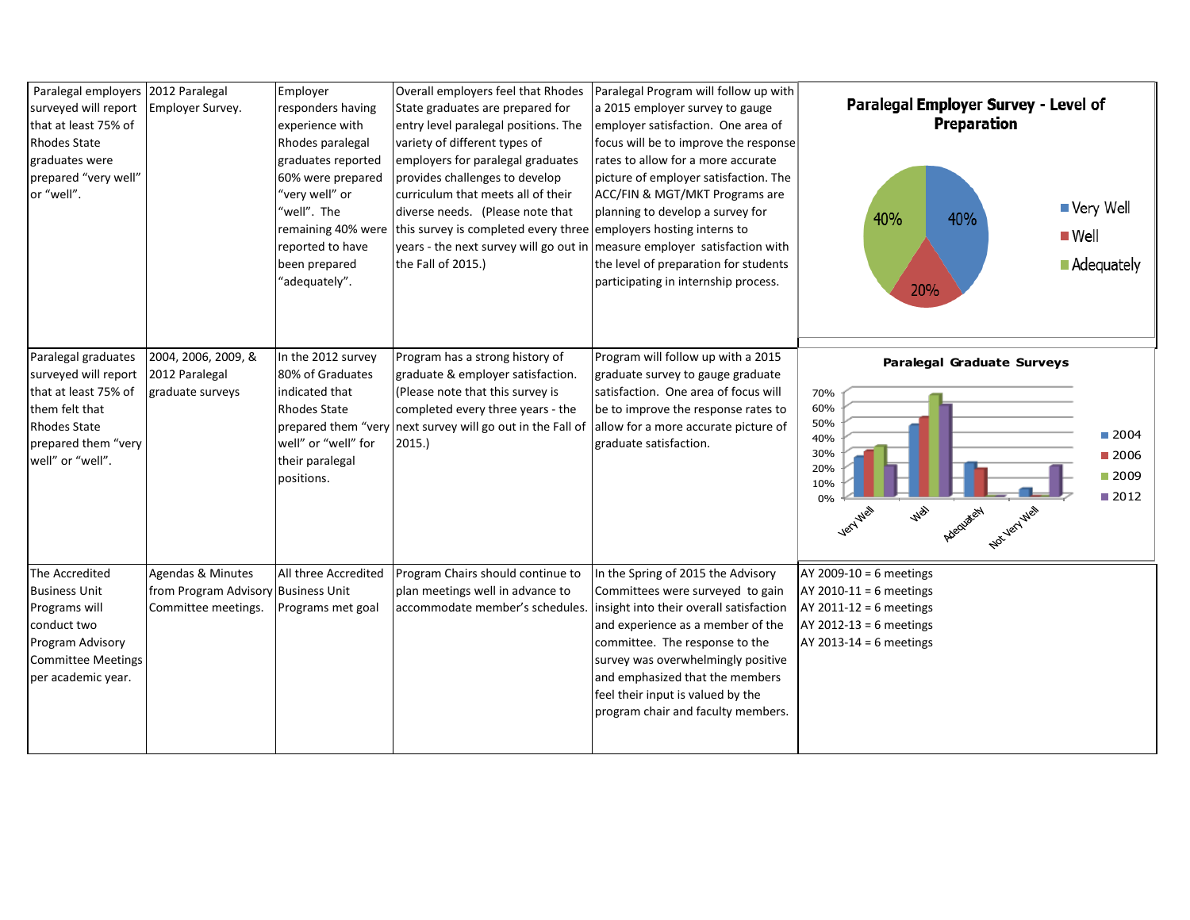| | | | | | |
|---|---|---|---|---|---|
| Paralegal employers surveyed will report that at least 75% of Rhodes State graduates were prepared "very well" or "well". | 2012 Paralegal Employer Survey. | Employer responders having experience with Rhodes paralegal graduates reported 60% were prepared "very well" or "well". The remaining 40% were reported to have been prepared "adequately". | Overall employers feel that Rhodes State graduates are prepared for entry level paralegal positions. The variety of different types of employers for paralegal graduates provides challenges to develop curriculum that meets all of their diverse needs. (Please note that this survey is completed every three years - the next survey will go out in the Fall of 2015.) | Paralegal Program will follow up with a 2015 employer survey to gauge employer satisfaction. One area of focus will be to improve the response rates to allow for a more accurate picture of employer satisfaction. The ACC/FIN & MGT/MKT Programs are planning to develop a survey for employers hosting interns to measure employer satisfaction with the level of preparation for students participating in internship process. | **Paralegal Employer Survey - Level of Preparation** (pie chart): Very Well 40%; Well 20%; Adequately 40% |
| Paralegal graduates surveyed will report that at least 75% of them felt that Rhodes State prepared them "very well" or "well". | 2004, 2006, 2009, & 2012 Paralegal graduate surveys | In the 2012 survey 80% of Graduates indicated that Rhodes State prepared them "very well" or "well" for their paralegal positions. | Program has a strong history of graduate & employer satisfaction. (Please note that this survey is completed every three years - the next survey will go out in the Fall of 2015.) | Program will follow up with a 2015 graduate survey to gauge graduate satisfaction. One area of focus will be to improve the response rates to allow for a more accurate picture of graduate satisfaction. | **Paralegal Graduate Surveys** (bar chart, 0%–70%; categories: Very Well, Well, Adequately, Not Very Well; series: 2004, 2006, 2009, 2012) |
| The Accredited Business Unit Programs will conduct two Program Advisory Committee Meetings per academic year. | Agendas & Minutes from Program Advisory Committee meetings. | All three Accredited Business Unit Programs met goal | Program Chairs should continue to plan meetings well in advance to accommodate member's schedules. | In the Spring of 2015 the Advisory Committees were surveyed to gain insight into their overall satisfaction and experience as a member of the committee. The response to the survey was overwhelmingly positive and emphasized that the members feel their input is valued by the program chair and faculty members. | AY 2009-10 = 6 meetings<br>AY 2010-11 = 6 meetings<br>AY 2011-12 = 6 meetings<br>AY 2012-13 = 6 meetings<br>AY 2013-14 = 6 meetings |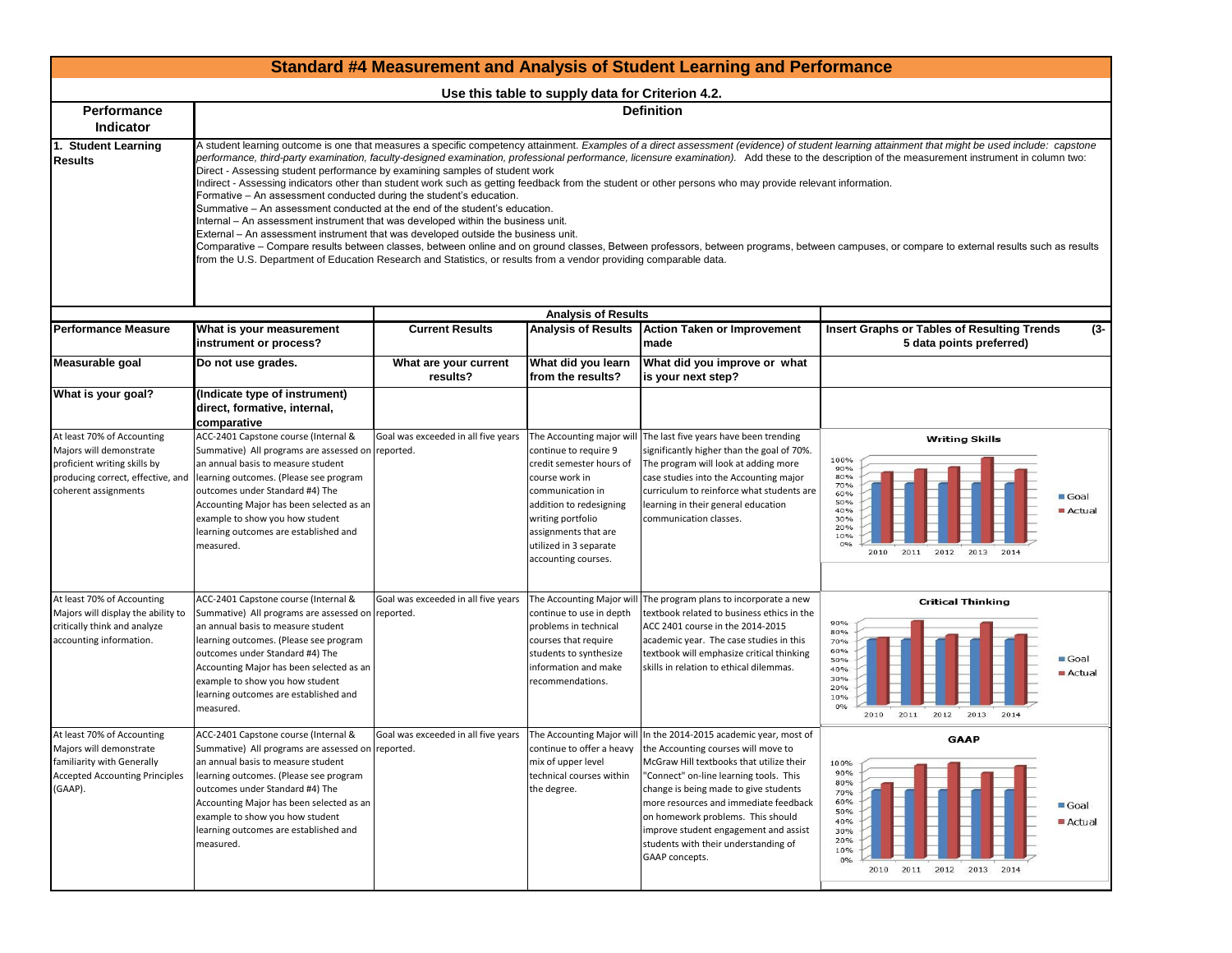# Standard #4 Measurement and Analysis of Student Learning and Performance

**Use this table to supply data for Criterion 4.2.**

| Performance Indicator | Definition |
|---|---|
| **1. Student Learning Results** | A student learning outcome is one that measures a specific competency attainment. *Examples of a direct assessment (evidence) of student learning attainment that might be used include: capstone performance, third-party examination, faculty-designed examination, professional performance, licensure examination).* Add these to the description of the measurement instrument in column two:<br>Direct - Assessing student performance by examining samples of student work<br>Indirect - Assessing indicators other than student work such as getting feedback from the student or other persons who may provide relevant information.<br>Formative – An assessment conducted during the student's education.<br>Summative – An assessment conducted at the end of the student's education.<br>Internal – An assessment instrument that was developed within the business unit.<br>External – An assessment instrument that was developed outside the business unit.<br>Comparative – Compare results between classes, between online and on ground classes, Between professors, between programs, between campuses, or compare to external results such as results from the U.S. Department of Education Research and Statistics, or results from a vendor providing comparable data. |

| | | Analysis of Results | | | |
|---|---|---|---|---|---|
| **Performance Measure** | **What is your measurement instrument or process?** | **Current Results** | **Analysis of Results** | **Action Taken or Improvement made** | **Insert Graphs or Tables of Resulting Trends (3-5 data points preferred)** |
| **Measurable goal** | **Do not use grades.** | **What are your current results?** | **What did you learn from the results?** | **What did you improve or what is your next step?** | |
| **What is your goal?** | **(Indicate type of instrument) direct, formative, internal, comparative** | | | | |
| At least 70% of Accounting Majors will demonstrate proficient writing skills by producing correct, effective, and coherent assignments | ACC-2401 Capstone course (Internal & Summative) All programs are assessed on an annual basis to measure student learning outcomes. (Please see program outcomes under Standard #4) The Accounting Major has been selected as an example to show you how student learning outcomes are established and measured. | Goal was exceeded in all five years reported. | The Accounting major will continue to require 9 credit semester hours of course work in communication in addition to redesigning writing portfolio assignments that are utilized in 3 separate accounting courses. | The last five years have been trending significantly higher than the goal of 70%. The program will look at adding more case studies into the Accounting major curriculum to reinforce what students are learning in their general education communication classes. | Writing Skills (chart: Goal vs. Actual, 2010–2014) |
| At least 70% of Accounting Majors will display the ability to critically think and analyze accounting information. | ACC-2401 Capstone course (Internal & Summative) All programs are assessed on an annual basis to measure student learning outcomes. (Please see program outcomes under Standard #4) The Accounting Major has been selected as an example to show you how student learning outcomes are established and measured. | Goal was exceeded in all five years reported. | The Accounting Major will continue to use in depth problems in technical courses that require students to synthesize information and make recommendations. | The program plans to incorporate a new textbook related to business ethics in the ACC 2401 course in the 2014-2015 academic year. The case studies in this textbook will emphasize critical thinking skills in relation to ethical dilemmas. | Critical Thinking (chart: Goal vs. Actual, 2010–2014) |
| At least 70% of Accounting Majors will demonstrate familiarity with Generally Accepted Accounting Principles (GAAP). | ACC-2401 Capstone course (Internal & Summative) All programs are assessed on an annual basis to measure student learning outcomes. (Please see program outcomes under Standard #4) The Accounting Major has been selected as an example to show you how student learning outcomes are established and measured. | Goal was exceeded in all five years reported. | The Accounting Major will continue to offer a heavy mix of upper level technical courses within the degree. | In the 2014-2015 academic year, most of the Accounting courses will move to McGraw Hill textbooks that utilize their "Connect" on-line learning tools. This change is being made to give students more resources and immediate feedback on homework problems. This should improve student engagement and assist students with their understanding of GAAP concepts. | GAAP (chart: Goal vs. Actual, 2010–2014) |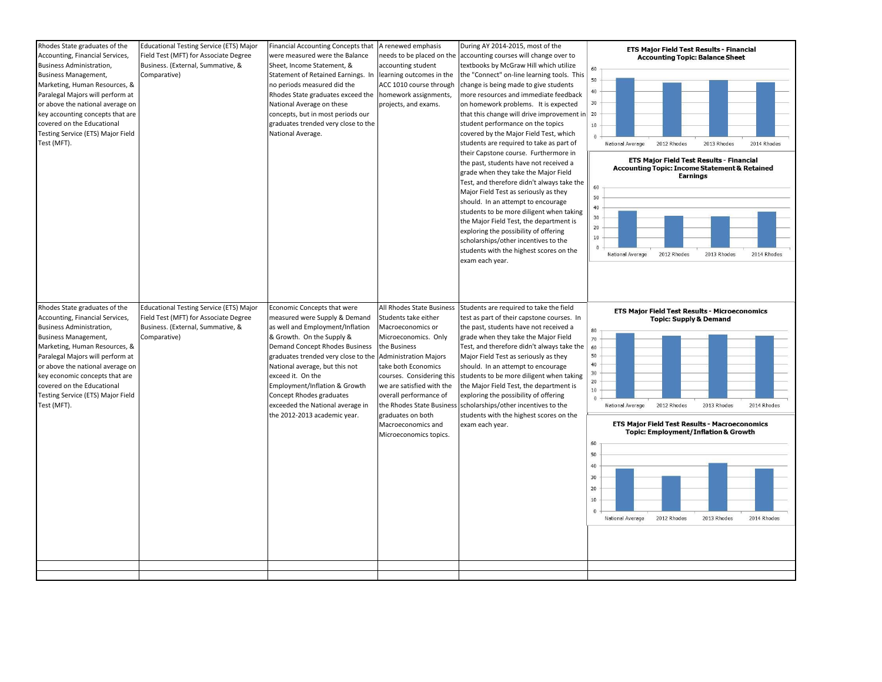| | | | | | |
|---|---|---|---|---|---|
| Rhodes State graduates of the Accounting, Financial Services, Business Administration, Business Management, Marketing, Human Resources, & Paralegal Majors will perform at or above the national average on key accounting concepts that are covered on the Educational Testing Service (ETS) Major Field Test (MFT). | Educational Testing Service (ETS) Major Field Test (MFT) for Associate Degree Business. (External, Summative, & Comparative) | Financial Accounting Concepts that were measured were the Balance Sheet, Income Statement, & Statement of Retained Earnings. In no periods measured did the Rhodes State graduates exceed the National Average on these concepts, but in most periods our graduates trended very close to the National Average. | A renewed emphasis needs to be placed on the accounting student learning outcomes in the ACC 1010 course through homework assignments, projects, and exams. | During AY 2014-2015, most of the accounting courses will change over to textbooks by McGraw Hill which utilize the "Connect" on-line learning tools. This change is being made to give students more resources and immediate feedback on homework problems. It is expected that this change will drive improvement in student performance on the topics covered by the Major Field Test, which students are required to take as part of their Capstone course. Furthermore in the past, students have not received a grade when they take the Major Field Test, and therefore didn't always take the Major Field Test as seriously as they should. In an attempt to encourage students to be more diligent when taking the Major Field Test, the department is exploring the possibility of offering scholarships/other incentives to the students with the highest scores on the exam each year. | **ETS Major Field Test Results - Financial Accounting Topic: Balance Sheet** (chart: National Average, 2012 Rhodes, 2013 Rhodes, 2014 Rhodes) **ETS Major Field Test Results - Financial Accounting Topic: Income Statement & Retained Earnings** (chart: National Average, 2012 Rhodes, 2013 Rhodes, 2014 Rhodes) |
| Rhodes State graduates of the Accounting, Financial Services, Business Administration, Business Management, Marketing, Human Resources, & Paralegal Majors will perform at or above the national average on key economic concepts that are covered on the Educational Testing Service (ETS) Major Field Test (MFT). | Educational Testing Service (ETS) Major Field Test (MFT) for Associate Degree Business. (External, Summative, & Comparative) | Economic Concepts that were measured were Supply & Demand as well and Employment/Inflation & Growth. On the Supply & Demand Concept Rhodes Business graduates trended very close to the National average, but this not exceed it. On the Employment/Inflation & Growth Concept Rhodes graduates exceeded the National average in the 2012-2013 academic year. | All Rhodes State Business Students take either Macroeconomics or Microeconomics. Only the Business Administration Majors take both Economics courses. Considering this we are satisfied with the overall performance of the Rhodes State Business graduates on both Macroeconomics and Microeconomics topics. | Students are required to take the field test as part of their capstone courses. In the past, students have not received a grade when they take the Major Field Test, and therefore didn't always take the Major Field Test as seriously as they should. In an attempt to encourage students to be more diligent when taking the Major Field Test, the department is exploring the possibility of offering scholarships/other incentives to the students with the highest scores on the exam each year. | **ETS Major Field Test Results - Microeconomics Topic: Supply & Demand** (chart: National Average, 2012 Rhodes, 2013 Rhodes, 2014 Rhodes) **ETS Major Field Test Results - Macroeconomics Topic: Employment/Inflation & Growth** (chart: National Average, 2012 Rhodes, 2013 Rhodes, 2014 Rhodes) |
| | | | | | |
| | | | | | |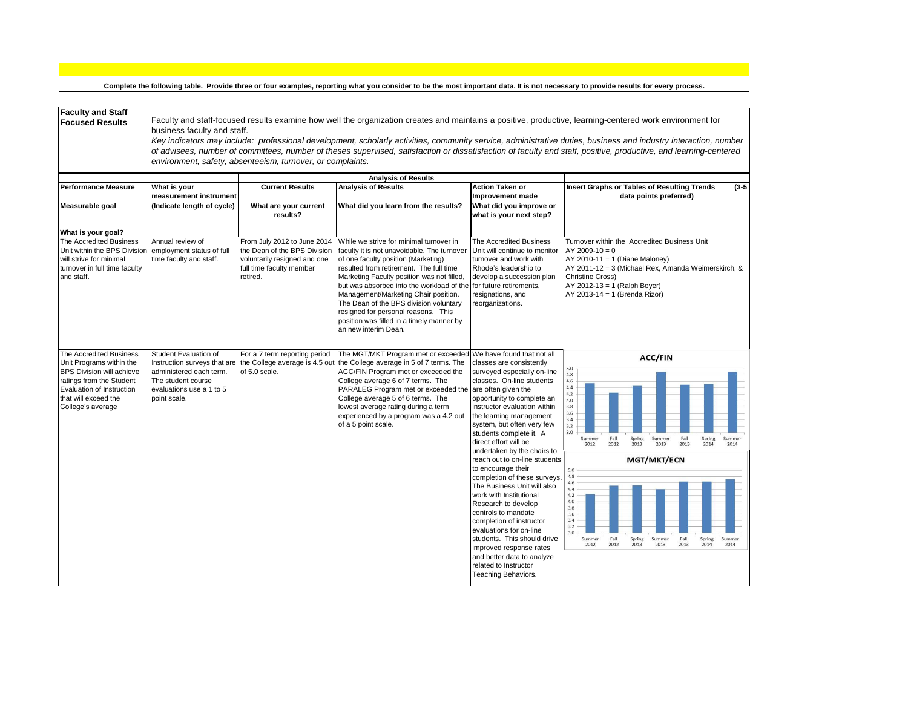**Complete the following table. Provide three or four examples, reporting what you consider to be the most important data. It is not necessary to provide results for every process.**

**Faculty and Staff Focused Results**

Faculty and staff-focused results examine how well the organization creates and maintains a positive, productive, learning-centered work environment for business faculty and staff.

*Key indicators may include: professional development, scholarly activities, community service, administrative duties, business and industry interaction, number of advisees, number of committees, number of theses supervised, satisfaction or dissatisfaction of faculty and staff, positive, productive, and learning-centered environment, safety, absenteeism, turnover, or complaints.*

| Performance Measure<br><br>Measurable goal<br><br>What is your goal? | What is your measurement instrument<br>(Indicate length of cycle) | Analysis of Results<br>Current Results<br><br>What are your current results? | Analysis of Results<br><br>What did you learn from the results? | Action Taken or Improvement made<br>What did you improve or what is your next step? | Insert Graphs or Tables of Resulting Trends (3-5 data points preferred) |
|---|---|---|---|---|---|
| The Accredited Business Unit within the BPS Division will strive for minimal turnover in full time faculty and staff. | Annual review of employment status of full time faculty and staff. | From July 2012 to June 2014 the Dean of the BPS Division voluntarily resigned and one full time faculty member retired. | While we strive for minimal turnover in faculty it is not unavoidable. The turnover of one faculty position (Marketing) resulted from retirement. The full time Marketing Faculty position was not filled, but was absorbed into the workload of the Management/Marketing Chair position. The Dean of the BPS division voluntary resigned for personal reasons. This position was filled in a timely manner by an new interim Dean. | The Accredited Business Unit will continue to monitor turnover and work with Rhode's leadership to develop a succession plan for future retirements, resignations, and reorganizations. | Turnover within the Accredited Business Unit<br>AY 2009-10 = 0<br>AY 2010-11 = 1 (Diane Maloney)<br>AY 2011-12 = 3 (Michael Rex, Amanda Weimerskirch, & Christine Cross)<br>AY 2012-13 = 1 (Ralph Boyer)<br>AY 2013-14 = 1 (Brenda Rizor) |
| The Accredited Business Unit Programs within the BPS Division will achieve ratings from the Student Evaluation of Instruction that will exceed the College's average | Student Evaluation of Instruction surveys that are administered each term. The student course evaluations use a 1 to 5 point scale. | For a 7 term reporting period the College average is 4.5 out of 5.0 scale. | The MGT/MKT Program met or exceeded the College average in 5 of 7 terms. The ACC/FIN Program met or exceeded the College average 6 of 7 terms. The PARALEG Program met or exceeded the College average 5 of 6 terms. The lowest average rating during a term experienced by a program was a 4.2 out of a 5 point scale. | We have found that not all classes are consistently surveyed especially on-line classes. On-line students are often given the opportunity to complete an instructor evaluation within the learning management system, but often very few students complete it. A direct effort will be undertaken by the chairs to reach out to on-line students to encourage their completion of these surveys. The Business Unit will also work with Institutional Research to develop controls to mandate completion of instructor evaluations for on-line students. This should drive improved response rates and better data to analyze related to Instructor Teaching Behaviors. | **ACC/FIN** (chart, scale 3.0–5.0: Summer 2012, Fall 2012, Spring 2013, Summer 2013, Fall 2013, Spring 2014, Summer 2014)<br><br>**MGT/MKT/ECN** (chart, scale 3.0–5.0: Summer 2012, Fall 2012, Spring 2013, Summer 2013, Fall 2013, Spring 2014, Summer 2014) |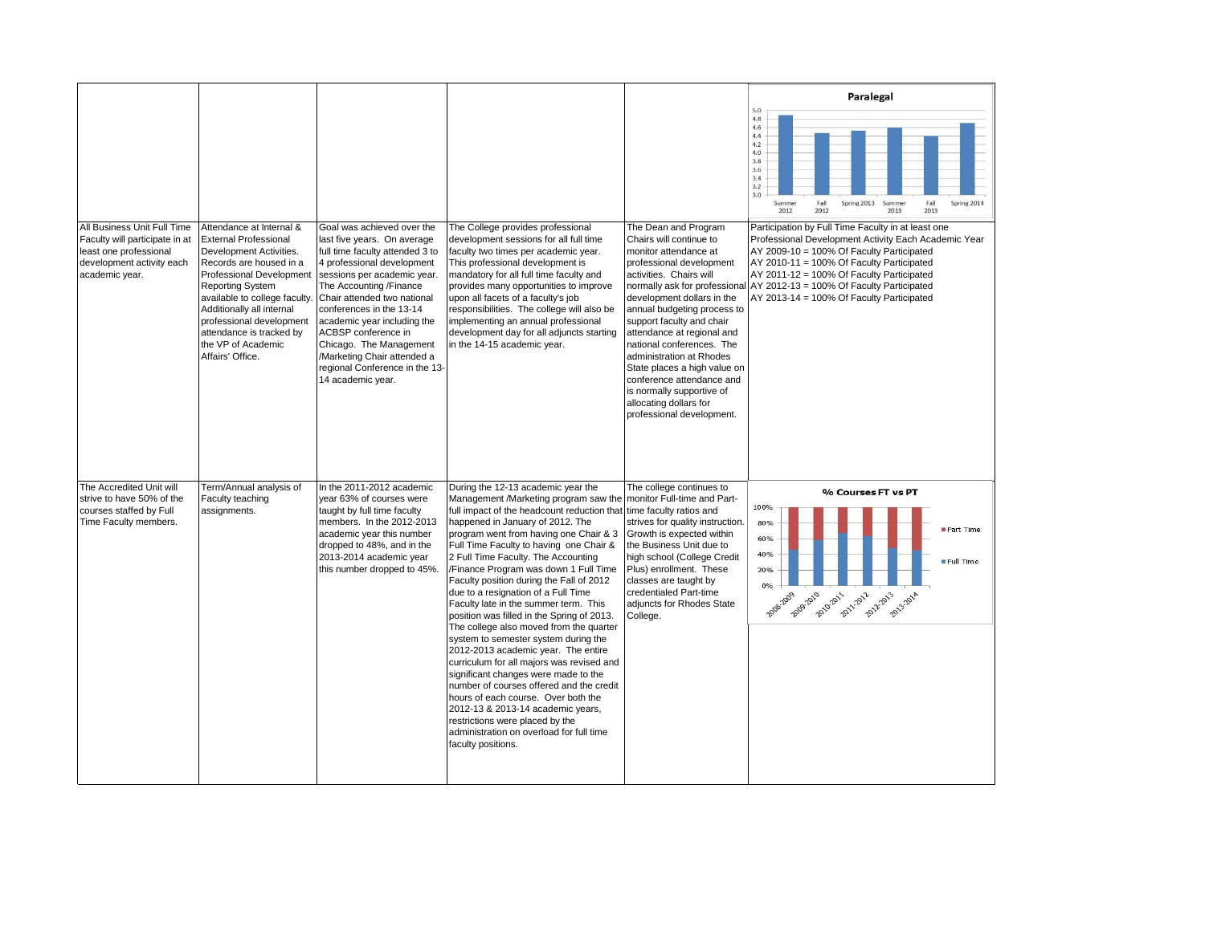| | | | | | |
|---|---|---|---|---|---|
| | | | | | **Paralegal** (chart: Summer 2012, Fall 2012, Spring 2013, Summer 2013, Fall 2013, Spring 2014) |
| All Business Unit Full Time Faculty will participate in at least one professional development activity each academic year. | Attendance at Internal & External Professional Development Activities. Records are housed in a Professional Development Reporting System available to college faculty. Additionally all internal professional development attendance is tracked by the VP of Academic Affairs' Office. | Goal was achieved over the last five years. On average full time faculty attended 3 to 4 professional development sessions per academic year. The Accounting /Finance Chair attended two national conferences in the 13-14 academic year including the ACBSP conference in Chicago. The Management /Marketing Chair attended a regional Conference in the 13-14 academic year. | The College provides professional development sessions for all full time faculty two times per academic year. This professional development is mandatory for all full time faculty and provides many opportunities to improve upon all facets of a faculty's job responsibilities. The college will also be implementing an annual professional development day for all adjuncts starting in the 14-15 academic year. | The Dean and Program Chairs will continue to monitor attendance at professional development activities. Chairs will normally ask for professional development dollars in the annual budgeting process to support faculty and chair attendance at regional and national conferences. The administration at Rhodes State places a high value on conference attendance and is normally supportive of allocating dollars for professional development. | Participation by Full Time Faculty in at least one Professional Development Activity Each Academic Year<br>AY 2009-10 = 100% Of Faculty Participated<br>AY 2010-11 = 100% Of Faculty Participated<br>AY 2011-12 = 100% Of Faculty Participated<br>AY 2012-13 = 100% Of Faculty Participated<br>AY 2013-14 = 100% Of Faculty Participated |
| The Accredited Unit will strive to have 50% of the courses staffed by Full Time Faculty members. | Term/Annual analysis of Faculty teaching assignments. | In the 2011-2012 academic year 63% of courses were taught by full time faculty members. In the 2012-2013 academic year this number dropped to 48%, and in the 2013-2014 academic year this number dropped to 45%. | During the 12-13 academic year the Management /Marketing program saw the full impact of the headcount reduction that happened in January of 2012. The program went from having one Chair & 3 Full Time Faculty to having one Chair & 2 Full Time Faculty. The Accounting /Finance Program was down 1 Full Time Faculty position during the Fall of 2012 due to a resignation of a Full Time Faculty late in the summer term. This position was filled in the Spring of 2013. The college also moved from the quarter system to semester system during the 2012-2013 academic year. The entire curriculum for all majors was revised and significant changes were made to the number of courses offered and the credit hours of each course. Over both the 2012-13 & 2013-14 academic years, restrictions were placed by the administration on overload for full time faculty positions. | The college continues to monitor Full-time and Part-time faculty ratios and strives for quality instruction. Growth is expected within the Business Unit due to high school (College Credit Plus) enrollment. These classes are taught by credentialed Part-time adjuncts for Rhodes State College. | **% Courses FT vs PT** (chart: 2008-2009, 2009-2010, 2010-2011, 2011-2012, 2012-2013, 2013-2014; Part Time / Full Time) |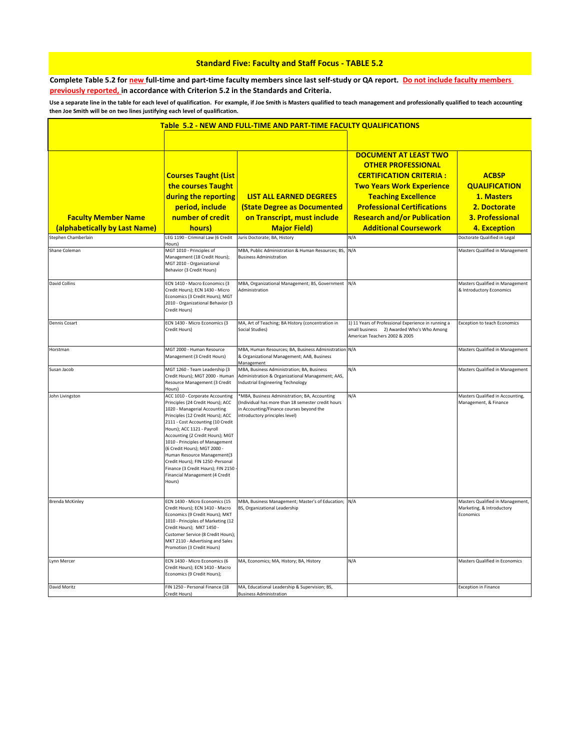## Standard Five: Faculty and Staff Focus - TABLE 5.2

**Complete Table 5.2 for new full-time and part-time faculty members since last self-study or QA report. Do not include faculty members previously reported, in accordance with Criterion 5.2 in the Standards and Criteria.**

**Use a separate line in the table for each level of qualification. For example, if Joe Smith is Masters qualified to teach management and professionally qualified to teach accounting then Joe Smith will be on two lines justifying each level of qualification.**

**Table 5.2 - NEW AND FULL-TIME AND PART-TIME FACULTY QUALIFICATIONS**

| Faculty Member Name (alphabetically by Last Name) | Courses Taught (List the courses Taught during the reporting period, include number of credit hours) | LIST ALL EARNED DEGREES (State Degree as Documented on Transcript, must include Major Field) | DOCUMENT AT LEAST TWO OTHER PROFESSIONAL CERTIFICATION CRITERIA : Two Years Work Experience Teaching Excellence Professional Certifications Research and/or Publication Additional Coursework | ACBSP QUALIFICATION 1. Masters 2. Doctorate 3. Professional 4. Exception |
|---|---|---|---|---|
| Stephen Chamberlain | LEG 1190 - Criminal Law (6 Credit Hours) | Juris Doctorate; BA, History | N/A | Doctorate Qualified in Legal |
| Shane Coleman | MGT 1010 - Principles of Management (18 Credit Hours); MGT 2010 - Organizational Behavior (3 Credit Hours) | MBA, Public Administration & Human Resources; BS, Business Administration | N/A | Masters Qualified in Management |
| David Collins | ECN 1410 - Macro Economics (3 Credit Hours); ECN 1430 - Micro Economics (3 Credit Hours); MGT 2010 - Organizational Behavior (3 Credit Hours) | MBA, Organizational Management; BS, Government Administration | N/A | Masters Qualified in Management & Introductory Economics |
| Dennis Cosart | ECN 1430 - Micro Economics (3 Credit Hours) | MA, Art of Teaching; BA History (concentration in Social Studies) | 1) 11 Years of Professional Experience in running a small business 2) Awarded Who's Who Among American Teachers 2002 & 2005 | Exception to teach Economics |
| Horstman | MGT 2000 - Human Resource Management (3 Credit Hours) | MBA, Human Resources; BA, Business Administration & Organizational Management; AAB, Business Management | N/A | Masters Qualified in Management |
| Susan Jacob | MGT 1260 - Team Leadership (3 Credit Hours); MGT 2000 - Human Resource Management (3 Credit Hours) | MBA, Business Administration; BA, Business Administration & Organizational Management; AAS, Industrial Engineering Technology | N/A | Masters Qualified in Management |
| John Livingston | ACC 1010 - Corporate Accounting Principles (24 Credit Hours); ACC 1020 - Managerial Accounting Principles (12 Credit Hours); ACC 2111 - Cost Accounting (10 Credit Hours); ACC 1121 - Payroll Accounting (2 Credit Hours); MGT 1010 - Principles of Management (6 Credit Hours); MGT 2000 - Human Resource Management(3 Credit Hours); FIN 1250 -Personal Finance (3 Credit Hours); FIN 2150 - Financial Management (4 Credit Hours) | *MBA, Business Administration; BA, Accounting (Individual has more than 18 semester credit hours in Accounting/Finance courses beyond the introductory principles level) | N/A | Masters Qualified in Accounting, Management, & Finance |
| Brenda McKinley | ECN 1430 - Micro Economics (15 Credit Hours); ECN 1410 - Macro Economics (9 Credit Hours); MKT 1010 - Principles of Marketing (12 Credit Hours); MKT 1450 - Customer Service (8 Credit Hours); MKT 2110 - Advertising and Sales Promotion (3 Credit Hours) | MBA, Business Management; Master's of Education; BS, Organizational Leadership | N/A | Masters Qualified in Management, Marketing, & Introductory Economics |
| Lynn Mercer | ECN 1430 - Micro Economics (6 Credit Hours); ECN 1410 - Macro Economics (9 Credit Hours); | MA, Economics; MA, History; BA, History | N/A | Masters Qualified in Economics |
| David Moritz | FIN 1250 - Personal Finance (18 Credit Hours) | MA, Educational Leadership & Supervision; BS, Business Administration | | Exception in Finance |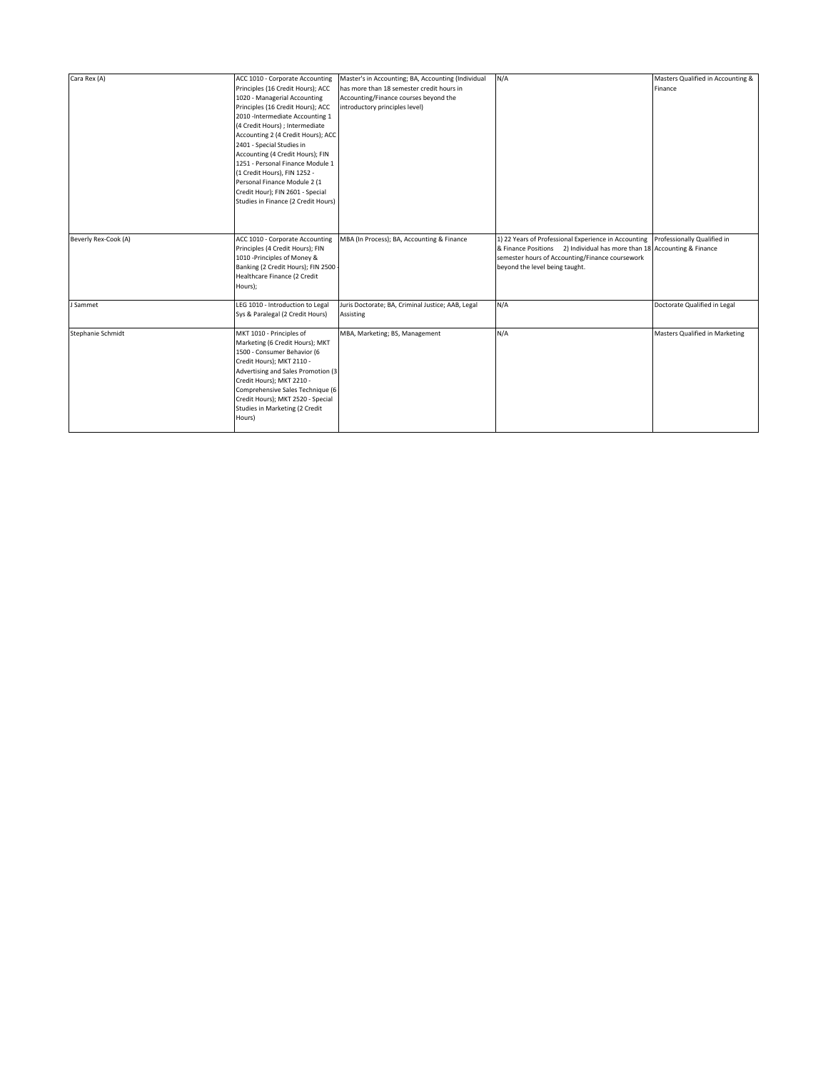| | | | | |
|---|---|---|---|---|
| Cara Rex (A) | ACC 1010 - Corporate Accounting Principles (16 Credit Hours); ACC 1020 - Managerial Accounting Principles (16 Credit Hours); ACC 2010 -Intermediate Accounting 1 (4 Credit Hours) ; Intermediate Accounting 2 (4 Credit Hours); ACC 2401 - Special Studies in Accounting (4 Credit Hours); FIN 1251 - Personal Finance Module 1 (1 Credit Hours), FIN 1252 - Personal Finance Module 2 (1 Credit Hour); FIN 2601 - Special Studies in Finance (2 Credit Hours) | Master's in Accounting; BA, Accounting (Individual has more than 18 semester credit hours in Accounting/Finance courses beyond the introductory principles level) | N/A | Masters Qualified in Accounting & Finance |
| Beverly Rex-Cook (A) | ACC 1010 - Corporate Accounting Principles (4 Credit Hours); FIN 1010 -Principles of Money & Banking (2 Credit Hours); FIN 2500 - Healthcare Finance (2 Credit Hours); | MBA (In Process); BA, Accounting & Finance | 1) 22 Years of Professional Experience in Accounting & Finance Positions 2) Individual has more than 18 semester hours of Accounting/Finance coursework beyond the level being taught. | Professionally Qualified in Accounting & Finance |
| J Sammet | LEG 1010 - Introduction to Legal Sys & Paralegal (2 Credit Hours) | Juris Doctorate; BA, Criminal Justice; AAB, Legal Assisting | N/A | Doctorate Qualified in Legal |
| Stephanie Schmidt | MKT 1010 - Principles of Marketing (6 Credit Hours); MKT 1500 - Consumer Behavior (6 Credit Hours); MKT 2110 - Advertising and Sales Promotion (3 Credit Hours); MKT 2210 - Comprehensive Sales Technique (6 Credit Hours); MKT 2520 - Special Studies in Marketing (2 Credit Hours) | MBA, Marketing; BS, Management | N/A | Masters Qualified in Marketing |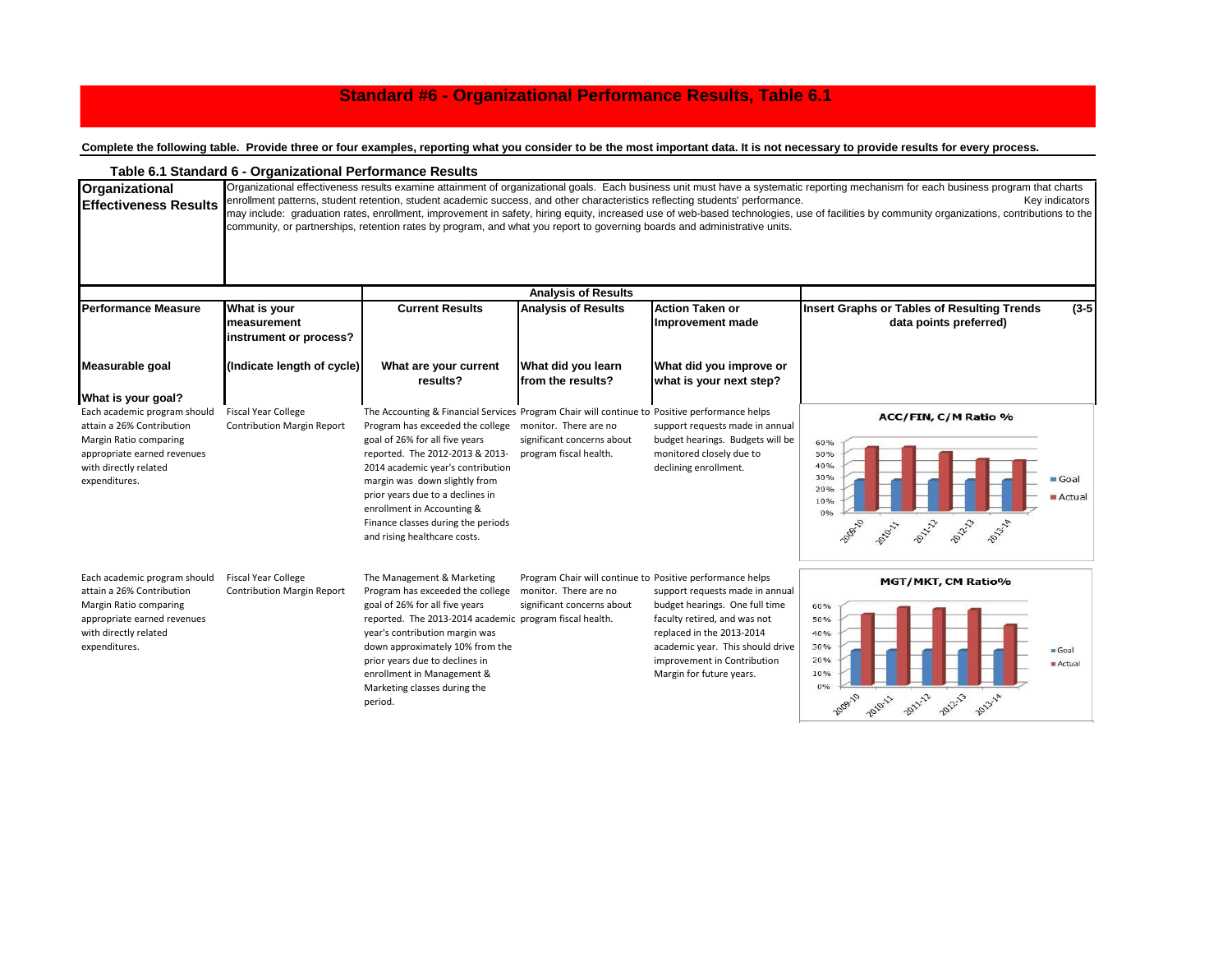# Standard #6 - Organizational Performance Results, Table 6.1

**Complete the following table. Provide three or four examples, reporting what you consider to be the most important data. It is not necessary to provide results for every process.**

## Table 6.1 Standard 6 - Organizational Performance Results

| **Organizational Effectiveness Results** | Organizational effectiveness results examine attainment of organizational goals. Each business unit must have a systematic reporting mechanism for each business program that charts enrollment patterns, student retention, student academic success, and other characteristics reflecting students' performance. Key indicators may include: graduation rates, enrollment, improvement in safety, hiring equity, increased use of web-based technologies, use of facilities by community organizations, contributions to the community, or partnerships, retention rates by program, and what you report to governing boards and administrative units. |
|---|---|

| | | Analysis of Results | | | |
|---|---|---|---|---|---|
| **Performance Measure** | **What is your measurement instrument or process?** | **Current Results** | **Analysis of Results** | **Action Taken or Improvement made** | **Insert Graphs or Tables of Resulting Trends (3-5 data points preferred)** |
| **Measurable goal** <br> **What is your goal?** | **(Indicate length of cycle)** | **What are your current results?** | **What did you learn from the results?** | **What did you improve or what is your next step?** | |
| Each academic program should attain a 26% Contribution Margin Ratio comparing appropriate earned revenues with directly related expenditures. | Fiscal Year College Contribution Margin Report | The Accounting & Financial Services Program has exceeded the college goal of 26% for all five years reported. The 2012-2013 & 2013-2014 academic year's contribution margin was down slightly from prior years due to a declines in enrollment in Accounting & Finance classes during the periods and rising healthcare costs. | Program Chair will continue to monitor. There are no significant concerns about program fiscal health. | Positive performance helps support requests made in annual budget hearings. Budgets will be monitored closely due to declining enrollment. | ACC/FIN, C/M Ratio % (chart: Goal vs. Actual, 2009-10 to 2013-14) |
| Each academic program should attain a 26% Contribution Margin Ratio comparing appropriate earned revenues with directly related expenditures. | Fiscal Year College Contribution Margin Report | The Management & Marketing Program has exceeded the college goal of 26% for all five years reported. The 2013-2014 academic year's contribution margin was down approximately 10% from the prior years due to declines in enrollment in Management & Marketing classes during the period. | Program Chair will continue to monitor. There are no significant concerns about program fiscal health. | Positive performance helps support requests made in annual budget hearings. One full time faculty retired, and was not replaced in the 2013-2014 academic year. This should drive improvement in Contribution Margin for future years. | MGT/MKT, CM Ratio% (chart: Goal vs. Actual, 2009-10 to 2013-14) |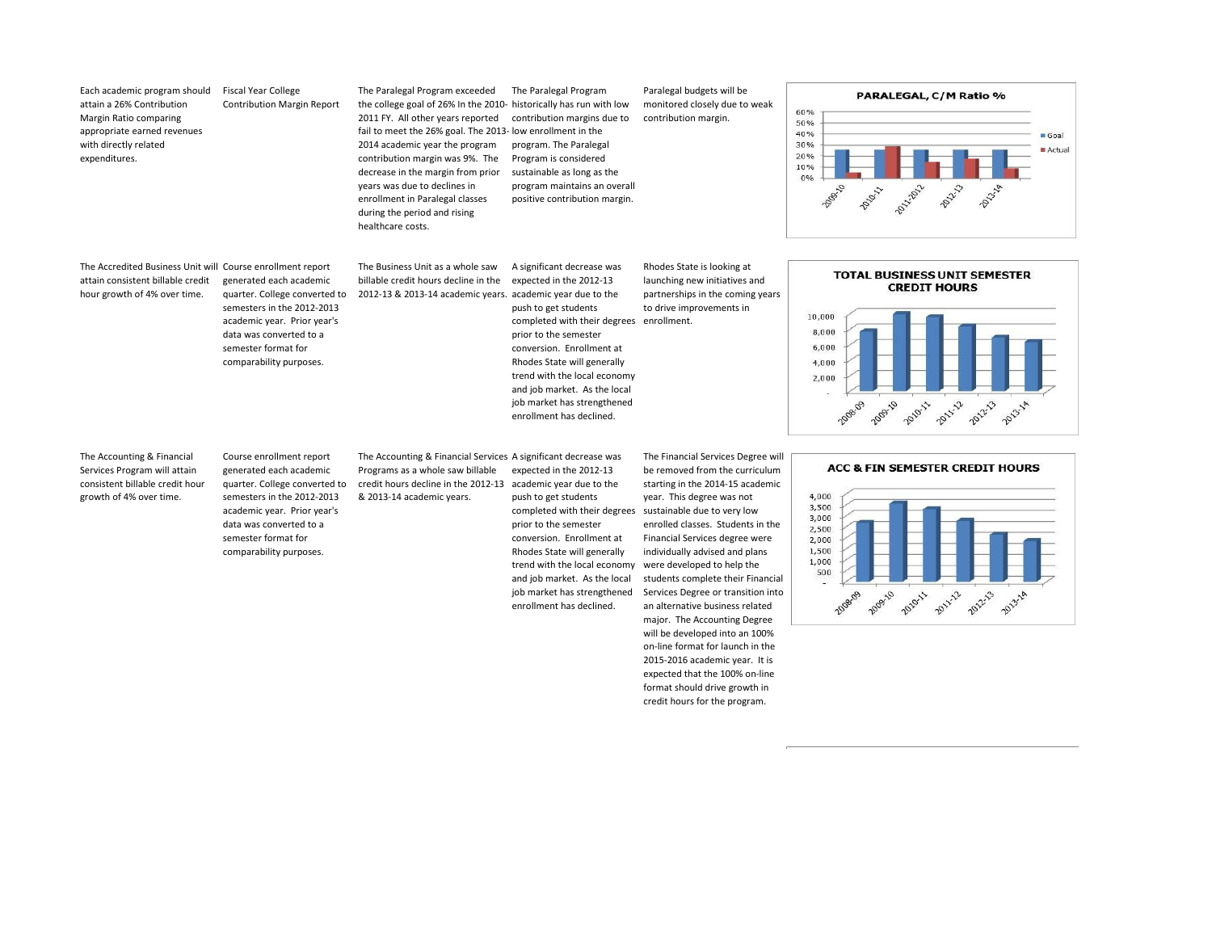| | | | | | |
|---|---|---|---|---|---|
| Each academic program should attain a 26% Contribution Margin Ratio comparing appropriate earned revenues with directly related expenditures. | Fiscal Year College Contribution Margin Report | The Paralegal Program exceeded the college goal of 26% In the 2010-2011 FY. All other years reported fail to meet the 26% goal. The 2013-2014 academic year the program contribution margin was 9%. The decrease in the margin from prior years was due to declines in enrollment in Paralegal classes during the period and rising healthcare costs. | The Paralegal Program historically has run with low contribution margins due to low enrollment in the program. The Paralegal Program is considered sustainable as long as the program maintains an overall positive contribution margin. | Paralegal budgets will be monitored closely due to weak contribution margin. | **PARALEGAL, C/M Ratio %** |
| The Accredited Business Unit will attain consistent billable credit hour growth of 4% over time. | Course enrollment report generated each academic quarter. College converted to semesters in the 2012-2013 academic year. Prior year's data was converted to a semester format for comparability purposes. | The Business Unit as a whole saw billable credit hours decline in the 2012-13 & 2013-14 academic years. | A significant decrease was expected in the 2012-13 academic year due to the push to get students completed with their degrees prior to the semester conversion. Enrollment at Rhodes State will generally trend with the local economy and job market. As the local job market has strengthened enrollment has declined. | Rhodes State is looking at launching new initiatives and partnerships in the coming years to drive improvements in enrollment. | **TOTAL BUSINESS UNIT SEMESTER CREDIT HOURS** |
| The Accounting & Financial Services Program will attain consistent billable credit hour growth of 4% over time. | Course enrollment report generated each academic quarter. College converted to semesters in the 2012-2013 academic year. Prior year's data was converted to a semester format for comparability purposes. | The Accounting & Financial Services Programs as a whole saw billable credit hours decline in the 2012-13 & 2013-14 academic years. | A significant decrease was expected in the 2012-13 academic year due to the push to get students completed with their degrees prior to the semester conversion. Enrollment at Rhodes State will generally trend with the local economy and job market. As the local job market has strengthened enrollment has declined. | The Financial Services Degree will be removed from the curriculum starting in the 2014-15 academic year. This degree was not sustainable due to very low enrolled classes. Students in the Financial Services degree were individually advised and plans were developed to help the students complete their Financial Services Degree or transition into an alternative business related major. The Accounting Degree will be developed into an 100% on-line format for launch in the 2015-2016 academic year. It is expected that the 100% on-line format should drive growth in credit hours for the program. | **ACC & FIN SEMESTER CREDIT HOURS** |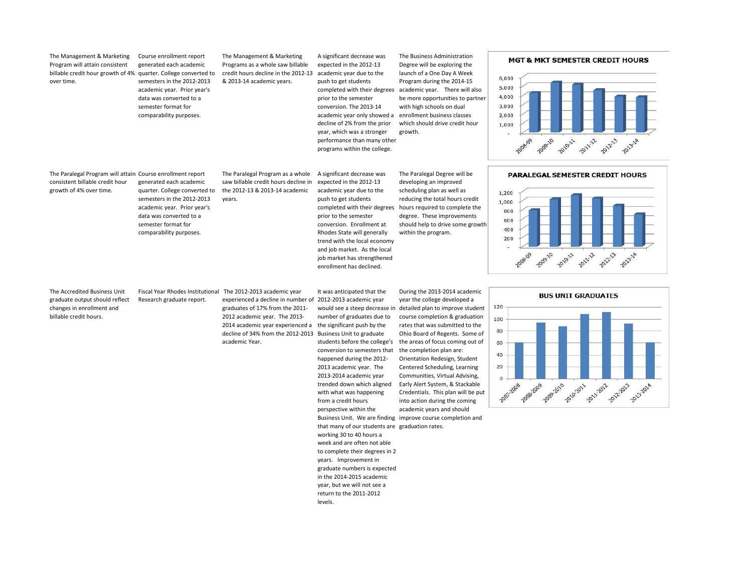| | | | | | |
|---|---|---|---|---|---|
| The Management & Marketing Program will attain consistent billable credit hour growth of 4% over time. | Course enrollment report generated each academic quarter. College converted to semesters in the 2012-2013 academic year. Prior year's data was converted to a semester format for comparability purposes. | The Management & Marketing Programs as a whole saw billable credit hours decline in the 2012-13 & 2013-14 academic years. | A significant decrease was expected in the 2012-13 academic year due to the push to get students completed with their degrees prior to the semester conversion. The 2013-14 academic year only showed a decline of 2% from the prior year, which was a stronger performance than many other programs within the college. | The Business Administration Degree will be exploring the launch of a One Day A Week Program during the 2014-15 academic year. There will also be more opportunities to partner with high schools on dual enrollment business classes which should drive credit hour growth. | **MGT & MKT SEMESTER CREDIT HOURS** (chart: 2008-09 through 2013-14; axis 0–6,000) |
| The Paralegal Program will attain consistent billable credit hour growth of 4% over time. | Course enrollment report generated each academic quarter. College converted to semesters in the 2012-2013 academic year. Prior year's data was converted to a semester format for comparability purposes. | The Paralegal Program as a whole saw billable credit hours decline in the 2012-13 & 2013-14 academic years. | A significant decrease was expected in the 2012-13 academic year due to the push to get students completed with their degrees prior to the semester conversion. Enrollment at Rhodes State will generally trend with the local economy and job market. As the local job market has strengthened enrollment has declined. | The Paralegal Degree will be developing an improved scheduling plan as well as reducing the total hours credit hours required to complete the degree. These improvements should help to drive some growth within the program. | **PARALEGAL SEMESTER CREDIT HOURS** (chart: 2008-09 through 2013-14; axis 0–1,200) |
| The Accredited Business Unit graduate output should reflect changes in enrollment and billable credit hours. | Fiscal Year Rhodes Institutional Research graduate report. | The 2012-2013 academic year experienced a decline in number of graduates of 17% from the 2011-2012 academic year. The 2013-2014 academic year experienced a decline of 34% from the 2012-2013 academic Year. | It was anticipated that the 2012-2013 academic year would see a steep decrease in number of graduates due to the significant push by the Business Unit to graduate students before the college's conversion to semesters that happened during the 2012-2013 academic year. The 2013-2014 academic year trended down which aligned with what was happening from a credit hours perspective within the Business Unit. We are finding that many of our students are working 30 to 40 hours a week and are often not able to complete their degrees in 2 years. Improvement in graduate numbers is expected in the 2014-2015 academic year, but we will not see a return to the 2011-2012 levels. | During the 2013-2014 academic year the college developed a detailed plan to improve student course completion & graduation rates that was submitted to the Ohio Board of Regents. Some of the areas of focus coming out of the completion plan are: Orientation Redesign, Student Centered Scheduling, Learning Communities, Virtual Advising, Early Alert System, & Stackable Credentials. This plan will be put into action during the coming academic years and should improve course completion and graduation rates. | **BUS UNIT GRADUATES** (chart: 2007-2008 through 2013-2014; axis 0–120) |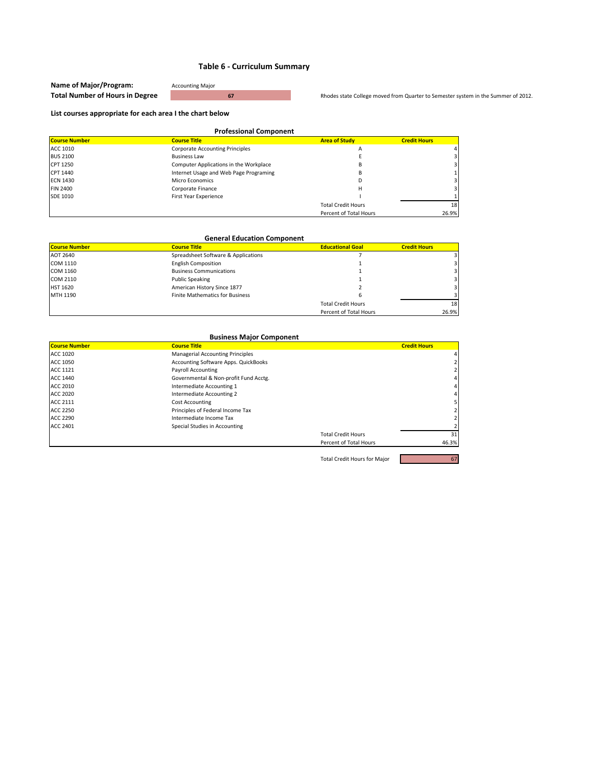## Table 6 - Curriculum Summary

**Name of Major/Program:** Accounting Major

**Total Number of Hours in Degree** 67

Rhodes state College moved from Quarter to Semester system in the Summer of 2012.

**List courses appropriate for each area I the chart below**

### Professional Component

| Course Number | Course Title | Area of Study | Credit Hours |
|---|---|---|---|
| ACC 1010 | Corporate Accounting Principles | A | 4 |
| BUS 2100 | Business Law | E | 3 |
| CPT 1250 | Computer Applications in the Workplace | B | 3 |
| CPT 1440 | Internet Usage and Web Page Programing | B | 1 |
| ECN 1430 | Micro Economics | D | 3 |
| FIN 2400 | Corporate Finance | H | 3 |
| SDE 1010 | First Year Experience | I | 1 |
| | | Total Credit Hours | 18 |
| | | Percent of Total Hours | 26.9% |

### General Education Component

| Course Number | Course Title | Educational Goal | Credit Hours |
|---|---|---|---|
| AOT 2640 | Spreadsheet Software & Applications | 7 | 3 |
| COM 1110 | English Composition | 1 | 3 |
| COM 1160 | Business Communications | 1 | 3 |
| COM 2110 | Public Speaking | 1 | 3 |
| HST 1620 | American History Since 1877 | 2 | 3 |
| MTH 1190 | Finite Mathematics for Business | 6 | 3 |
| | | Total Credit Hours | 18 |
| | | Percent of Total Hours | 26.9% |

### Business Major Component

| Course Number | Course Title | | Credit Hours |
|---|---|---|---|
| ACC 1020 | Managerial Accounting Principles | | 4 |
| ACC 1050 | Accounting Software Apps. QuickBooks | | 2 |
| ACC 1121 | Payroll Accounting | | 2 |
| ACC 1440 | Governmental & Non-profit Fund Acctg. | | 4 |
| ACC 2010 | Intermediate Accounting 1 | | 4 |
| ACC 2020 | Intermediate Accounting 2 | | 4 |
| ACC 2111 | Cost Accounting | | 5 |
| ACC 2250 | Principles of Federal Income Tax | | 2 |
| ACC 2290 | Intermediate Income Tax | | 2 |
| ACC 2401 | Special Studies in Accounting | | 2 |
| | | Total Credit Hours | 31 |
| | | Percent of Total Hours | 46.3% |
| | | Total Credit Hours for Major | 67 |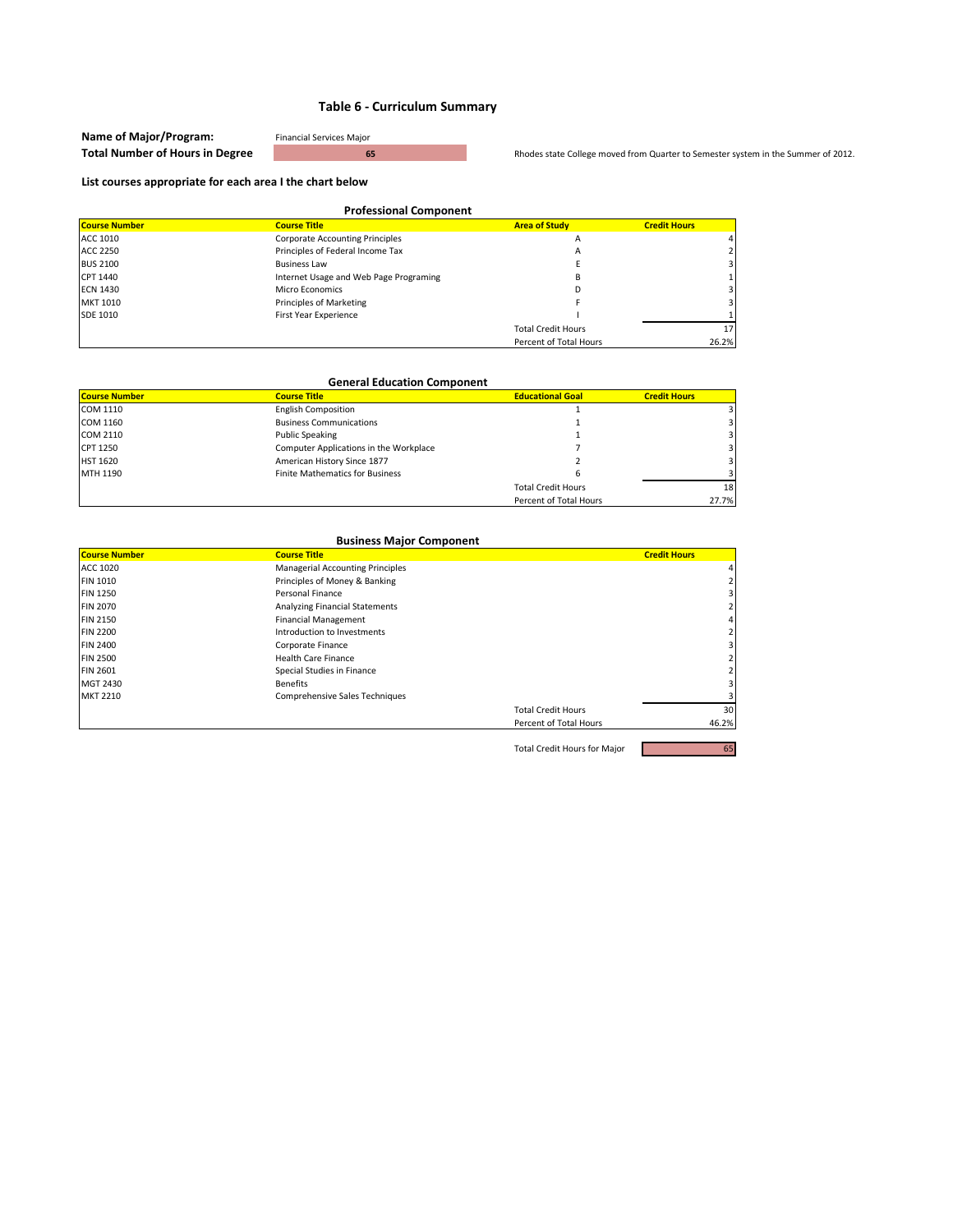## Table 6 - Curriculum Summary

**Name of Major/Program:** Financial Services Major

**Total Number of Hours in Degree** 65

Rhodes state College moved from Quarter to Semester system in the Summer of 2012.

**List courses appropriate for each area I the chart below**

### Professional Component

| Course Number | Course Title | Area of Study | Credit Hours |
|---|---|---|---|
| ACC 1010 | Corporate Accounting Principles | A | 4 |
| ACC 2250 | Principles of Federal Income Tax | A | 2 |
| BUS 2100 | Business Law | E | 3 |
| CPT 1440 | Internet Usage and Web Page Programing | B | 1 |
| ECN 1430 | Micro Economics | D | 3 |
| MKT 1010 | Principles of Marketing | F | 3 |
| SDE 1010 | First Year Experience | I | 1 |
| | | Total Credit Hours | 17 |
| | | Percent of Total Hours | 26.2% |

### General Education Component

| Course Number | Course Title | Educational Goal | Credit Hours |
|---|---|---|---|
| COM 1110 | English Composition | 1 | 3 |
| COM 1160 | Business Communications | 1 | 3 |
| COM 2110 | Public Speaking | 1 | 3 |
| CPT 1250 | Computer Applications in the Workplace | 7 | 3 |
| HST 1620 | American History Since 1877 | 2 | 3 |
| MTH 1190 | Finite Mathematics for Business | 6 | 3 |
| | | Total Credit Hours | 18 |
| | | Percent of Total Hours | 27.7% |

### Business Major Component

| Course Number | Course Title | | Credit Hours |
|---|---|---|---|
| ACC 1020 | Managerial Accounting Principles | | 4 |
| FIN 1010 | Principles of Money & Banking | | 2 |
| FIN 1250 | Personal Finance | | 3 |
| FIN 2070 | Analyzing Financial Statements | | 2 |
| FIN 2150 | Financial Management | | 4 |
| FIN 2200 | Introduction to Investments | | 2 |
| FIN 2400 | Corporate Finance | | 3 |
| FIN 2500 | Health Care Finance | | 2 |
| FIN 2601 | Special Studies in Finance | | 2 |
| MGT 2430 | Benefits | | 3 |
| MKT 2210 | Comprehensive Sales Techniques | | 3 |
| | | Total Credit Hours | 30 |
| | | Percent of Total Hours | 46.2% |

Total Credit Hours for Major: 65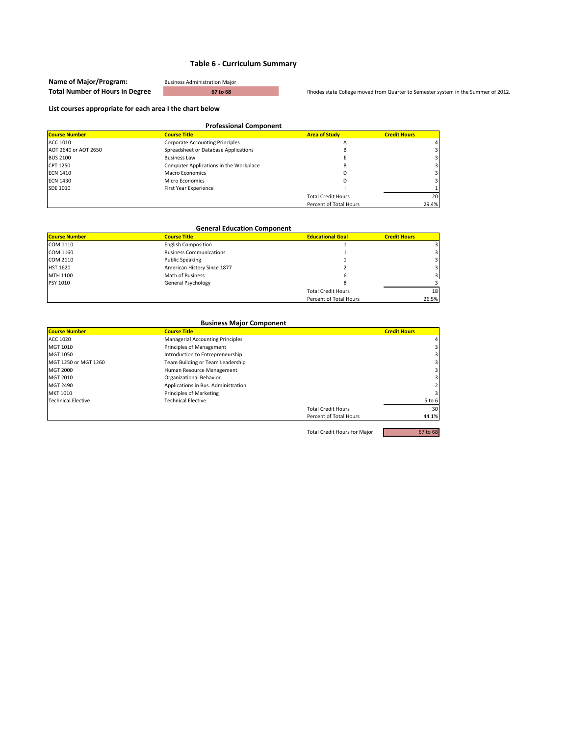# Table 6 - Curriculum Summary

**Name of Major/Program:** Business Administration Major

**Total Number of Hours in Degree** 67 to 68

Rhodes state College moved from Quarter to Semester system in the Summer of 2012.

**List courses appropriate for each area I the chart below**

### Professional Component

| Course Number | Course Title | Area of Study | Credit Hours |
|---|---|---|---|
| ACC 1010 | Corporate Accounting Principles | A | 4 |
| AOT 2640 or AOT 2650 | Spreadsheet or Database Applications | B | 3 |
| BUS 2100 | Business Law | E | 3 |
| CPT 1250 | Computer Applications in the Workplace | B | 3 |
| ECN 1410 | Macro Economics | D | 3 |
| ECN 1430 | Micro Economics | D | 3 |
| SDE 1010 | First Year Experience | I | 1 |
| | | Total Credit Hours | 20 |
| | | Percent of Total Hours | 29.4% |

### General Education Component

| Course Number | Course Title | Educational Goal | Credit Hours |
|---|---|---|---|
| COM 1110 | English Composition | 1 | 3 |
| COM 1160 | Business Communications | 1 | 3 |
| COM 2110 | Public Speaking | 1 | 3 |
| HST 1620 | American History Since 1877 | 2 | 3 |
| MTH 1100 | Math of Business | 6 | 3 |
| PSY 1010 | General Psychology | 8 | 3 |
| | | Total Credit Hours | 18 |
| | | Percent of Total Hours | 26.5% |

### Business Major Component

| Course Number | Course Title | | Credit Hours |
|---|---|---|---|
| ACC 1020 | Managerial Accounting Principles | | 4 |
| MGT 1010 | Principles of Management | | 3 |
| MGT 1050 | Introduction to Entrepreneurship | | 3 |
| MGT 1250 or MGT 1260 | Team Building or Team Leadership | | 3 |
| MGT 2000 | Human Resource Management | | 3 |
| MGT 2010 | Organizational Behavior | | 3 |
| MGT 2490 | Applications in Bus. Administration | | 2 |
| MKT 1010 | Principles of Marketing | | 3 |
| Technical Elective | Technical Elective | | 5 to 6 |
| | | Total Credit Hours | 30 |
| | | Percent of Total Hours | 44.1% |

Total Credit Hours for Major: 67 to 68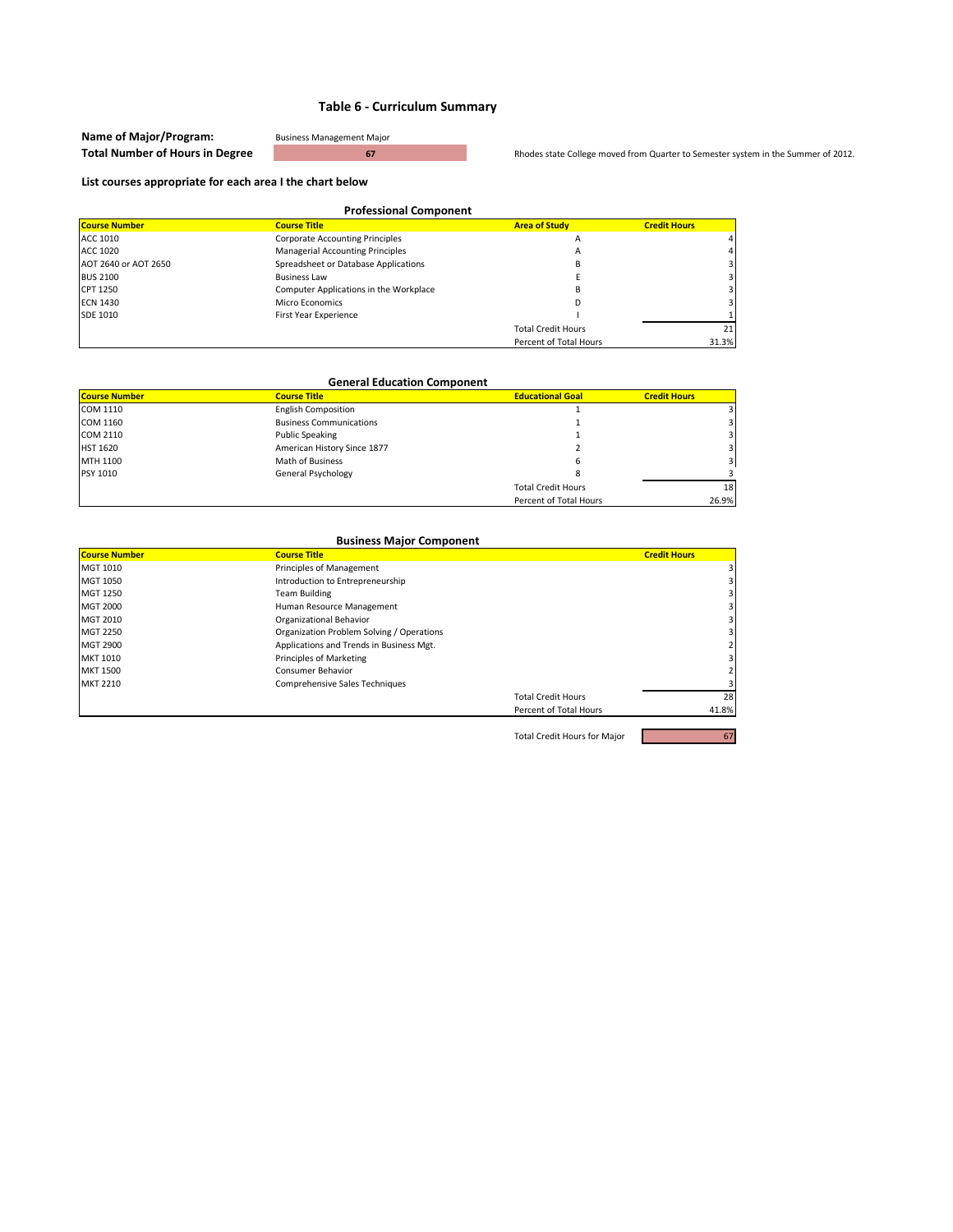## Table 6 - Curriculum Summary

**Name of Major/Program:** Business Management Major

**Total Number of Hours in Degree** 67

Rhodes state College moved from Quarter to Semester system in the Summer of 2012.

**List courses appropriate for each area I the chart below**

### Professional Component

| Course Number | Course Title | Area of Study | Credit Hours |
|---|---|---|---|
| ACC 1010 | Corporate Accounting Principles | A | 4 |
| ACC 1020 | Managerial Accounting Principles | A | 4 |
| AOT 2640 or AOT 2650 | Spreadsheet or Database Applications | B | 3 |
| BUS 2100 | Business Law | E | 3 |
| CPT 1250 | Computer Applications in the Workplace | B | 3 |
| ECN 1430 | Micro Economics | D | 3 |
| SDE 1010 | First Year Experience | I | 1 |
| | | Total Credit Hours | 21 |
| | | Percent of Total Hours | 31.3% |

### General Education Component

| Course Number | Course Title | Educational Goal | Credit Hours |
|---|---|---|---|
| COM 1110 | English Composition | 1 | 3 |
| COM 1160 | Business Communications | 1 | 3 |
| COM 2110 | Public Speaking | 1 | 3 |
| HST 1620 | American History Since 1877 | 2 | 3 |
| MTH 1100 | Math of Business | 6 | 3 |
| PSY 1010 | General Psychology | 8 | 3 |
| | | Total Credit Hours | 18 |
| | | Percent of Total Hours | 26.9% |

### Business Major Component

| Course Number | Course Title | | Credit Hours |
|---|---|---|---|
| MGT 1010 | Principles of Management | | 3 |
| MGT 1050 | Introduction to Entrepreneurship | | 3 |
| MGT 1250 | Team Building | | 3 |
| MGT 2000 | Human Resource Management | | 3 |
| MGT 2010 | Organizational Behavior | | 3 |
| MGT 2250 | Organization Problem Solving / Operations | | 3 |
| MGT 2900 | Applications and Trends in Business Mgt. | | 2 |
| MKT 1010 | Principles of Marketing | | 3 |
| MKT 1500 | Consumer Behavior | | 2 |
| MKT 2210 | Comprehensive Sales Techniques | | 3 |
| | | Total Credit Hours | 28 |
| | | Percent of Total Hours | 41.8% |

Total Credit Hours for Major: 67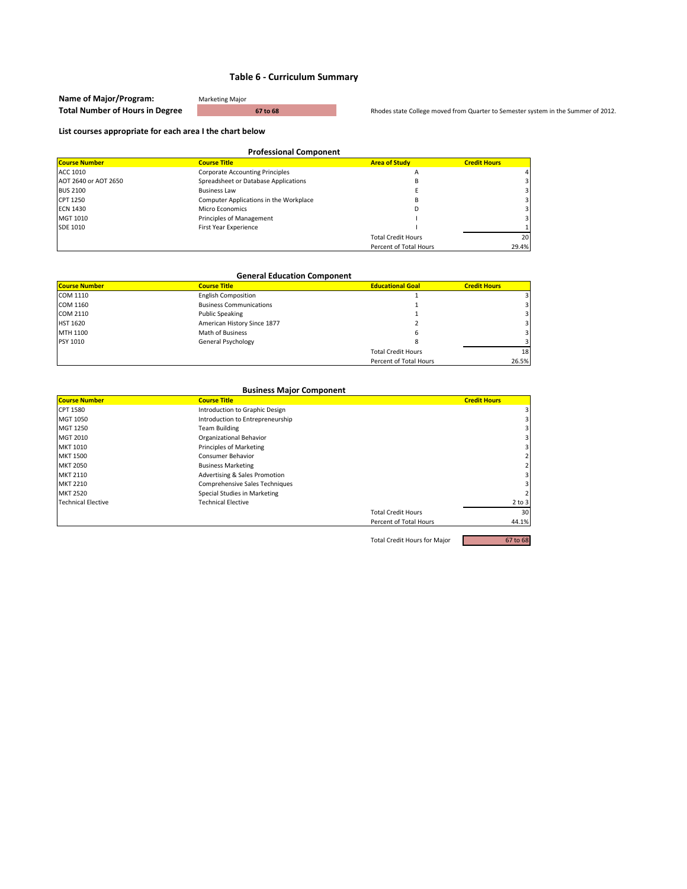# Table 6 - Curriculum Summary

**Name of Major/Program:** Marketing Major

**Total Number of Hours in Degree** 67 to 68

Rhodes state College moved from Quarter to Semester system in the Summer of 2012.

**List courses appropriate for each area I the chart below**

### Professional Component

| Course Number | Course Title | Area of Study | Credit Hours |
|---|---|---|---|
| ACC 1010 | Corporate Accounting Principles | A | 4 |
| AOT 2640 or AOT 2650 | Spreadsheet or Database Applications | B | 3 |
| BUS 2100 | Business Law | E | 3 |
| CPT 1250 | Computer Applications in the Workplace | B | 3 |
| ECN 1430 | Micro Economics | D | 3 |
| MGT 1010 | Principles of Management | I | 3 |
| SDE 1010 | First Year Experience | I | 1 |
| | | Total Credit Hours | 20 |
| | | Percent of Total Hours | 29.4% |

### General Education Component

| Course Number | Course Title | Educational Goal | Credit Hours |
|---|---|---|---|
| COM 1110 | English Composition | 1 | 3 |
| COM 1160 | Business Communications | 1 | 3 |
| COM 2110 | Public Speaking | 1 | 3 |
| HST 1620 | American History Since 1877 | 2 | 3 |
| MTH 1100 | Math of Business | 6 | 3 |
| PSY 1010 | General Psychology | 8 | 3 |
| | | Total Credit Hours | 18 |
| | | Percent of Total Hours | 26.5% |

### Business Major Component

| Course Number | Course Title | | Credit Hours |
|---|---|---|---|
| CPT 1580 | Introduction to Graphic Design | | 3 |
| MGT 1050 | Introduction to Entrepreneurship | | 3 |
| MGT 1250 | Team Building | | 3 |
| MGT 2010 | Organizational Behavior | | 3 |
| MKT 1010 | Principles of Marketing | | 3 |
| MKT 1500 | Consumer Behavior | | 2 |
| MKT 2050 | Business Marketing | | 2 |
| MKT 2110 | Advertising & Sales Promotion | | 3 |
| MKT 2210 | Comprehensive Sales Techniques | | 3 |
| MKT 2520 | Special Studies in Marketing | | 2 |
| Technical Elective | Technical Elective | | 2 to 3 |
| | | Total Credit Hours | 30 |
| | | Percent of Total Hours | 44.1% |

Total Credit Hours for Major: 67 to 68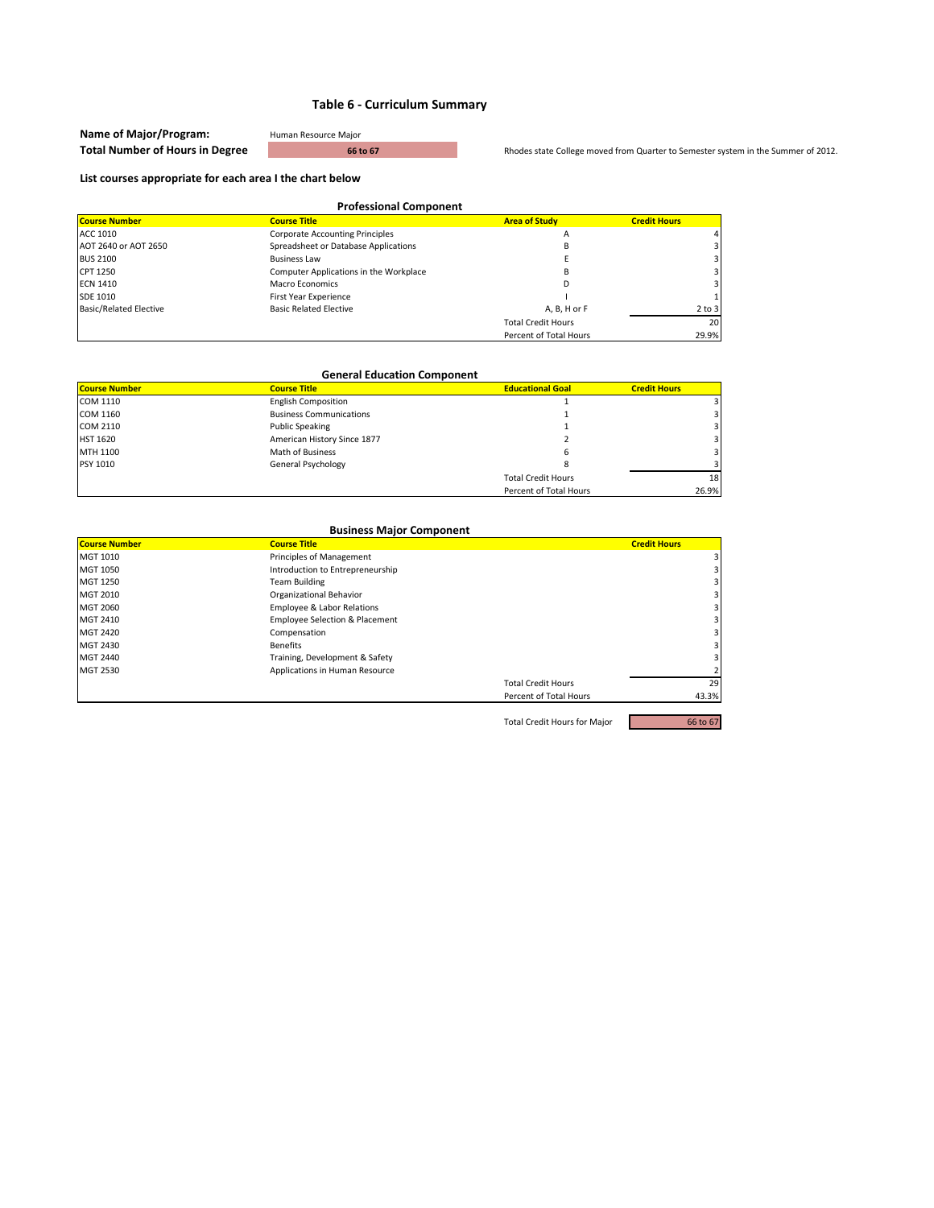## Table 6 - Curriculum Summary

**Name of Major/Program:** Human Resource Major
**Total Number of Hours in Degree** 66 to 67

Rhodes state College moved from Quarter to Semester system in the Summer of 2012.

**List courses appropriate for each area I the chart below**

### Professional Component

| Course Number | Course Title | Area of Study | Credit Hours |
|---|---|---|---|
| ACC 1010 | Corporate Accounting Principles | A | 4 |
| AOT 2640 or AOT 2650 | Spreadsheet or Database Applications | B | 3 |
| BUS 2100 | Business Law | E | 3 |
| CPT 1250 | Computer Applications in the Workplace | B | 3 |
| ECN 1410 | Macro Economics | D | 3 |
| SDE 1010 | First Year Experience | I | 1 |
| Basic/Related Elective | Basic Related Elective | A, B, H or F | 2 to 3 |
| | | Total Credit Hours | 20 |
| | | Percent of Total Hours | 29.9% |

### General Education Component

| Course Number | Course Title | Educational Goal | Credit Hours |
|---|---|---|---|
| COM 1110 | English Composition | 1 | 3 |
| COM 1160 | Business Communications | 1 | 3 |
| COM 2110 | Public Speaking | 1 | 3 |
| HST 1620 | American History Since 1877 | 2 | 3 |
| MTH 1100 | Math of Business | 6 | 3 |
| PSY 1010 | General Psychology | 8 | 3 |
| | | Total Credit Hours | 18 |
| | | Percent of Total Hours | 26.9% |

### Business Major Component

| Course Number | Course Title | | Credit Hours |
|---|---|---|---|
| MGT 1010 | Principles of Management | | 3 |
| MGT 1050 | Introduction to Entrepreneurship | | 3 |
| MGT 1250 | Team Building | | 3 |
| MGT 2010 | Organizational Behavior | | 3 |
| MGT 2060 | Employee & Labor Relations | | 3 |
| MGT 2410 | Employee Selection & Placement | | 3 |
| MGT 2420 | Compensation | | 3 |
| MGT 2430 | Benefits | | 3 |
| MGT 2440 | Training, Development & Safety | | 3 |
| MGT 2530 | Applications in Human Resource | | 2 |
| | | Total Credit Hours | 29 |
| | | Percent of Total Hours | 43.3% |

Total Credit Hours for Major: 66 to 67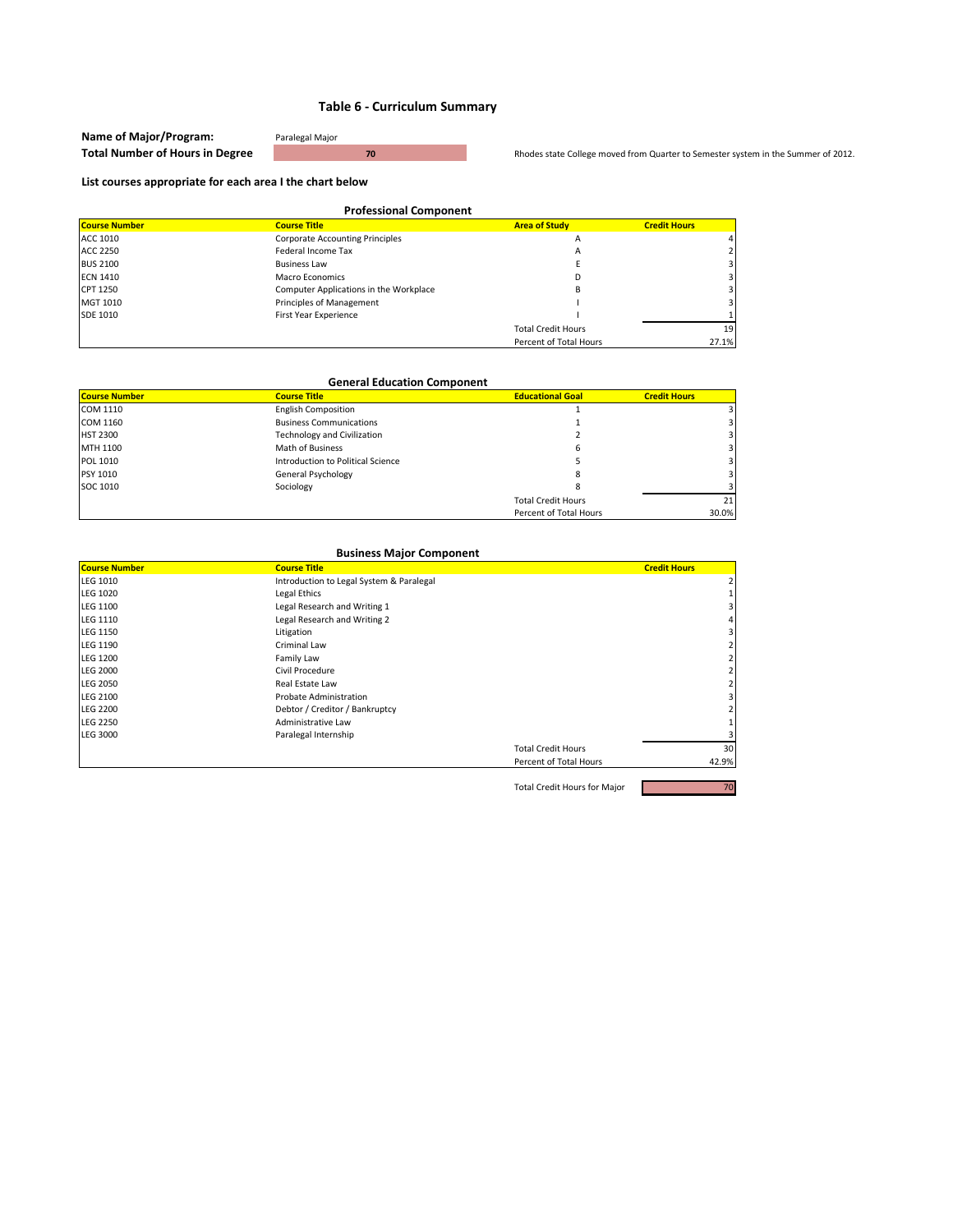## Table 6 - Curriculum Summary

**Name of Major/Program:** Paralegal Major

**Total Number of Hours in Degree** 70

Rhodes state College moved from Quarter to Semester system in the Summer of 2012.

**List courses appropriate for each area I the chart below**

### Professional Component

| Course Number | Course Title | Area of Study | Credit Hours |
|---|---|---|---|
| ACC 1010 | Corporate Accounting Principles | A | 4 |
| ACC 2250 | Federal Income Tax | A | 2 |
| BUS 2100 | Business Law | E | 3 |
| ECN 1410 | Macro Economics | D | 3 |
| CPT 1250 | Computer Applications in the Workplace | B | 3 |
| MGT 1010 | Principles of Management | I | 3 |
| SDE 1010 | First Year Experience | I | 1 |
| | | Total Credit Hours | 19 |
| | | Percent of Total Hours | 27.1% |

### General Education Component

| Course Number | Course Title | Educational Goal | Credit Hours |
|---|---|---|---|
| COM 1110 | English Composition | 1 | 3 |
| COM 1160 | Business Communications | 1 | 3 |
| HST 2300 | Technology and Civilization | 2 | 3 |
| MTH 1100 | Math of Business | 6 | 3 |
| POL 1010 | Introduction to Political Science | 5 | 3 |
| PSY 1010 | General Psychology | 8 | 3 |
| SOC 1010 | Sociology | 8 | 3 |
| | | Total Credit Hours | 21 |
| | | Percent of Total Hours | 30.0% |

### Business Major Component

| Course Number | Course Title | | Credit Hours |
|---|---|---|---|
| LEG 1010 | Introduction to Legal System & Paralegal | | 2 |
| LEG 1020 | Legal Ethics | | 1 |
| LEG 1100 | Legal Research and Writing 1 | | 3 |
| LEG 1110 | Legal Research and Writing 2 | | 4 |
| LEG 1150 | Litigation | | 3 |
| LEG 1190 | Criminal Law | | 2 |
| LEG 1200 | Family Law | | 2 |
| LEG 2000 | Civil Procedure | | 2 |
| LEG 2050 | Real Estate Law | | 2 |
| LEG 2100 | Probate Administration | | 3 |
| LEG 2200 | Debtor / Creditor / Bankruptcy | | 2 |
| LEG 2250 | Administrative Law | | 1 |
| LEG 3000 | Paralegal Internship | | 3 |
| | | Total Credit Hours | 30 |
| | | Percent of Total Hours | 42.9% |

Total Credit Hours for Major 70